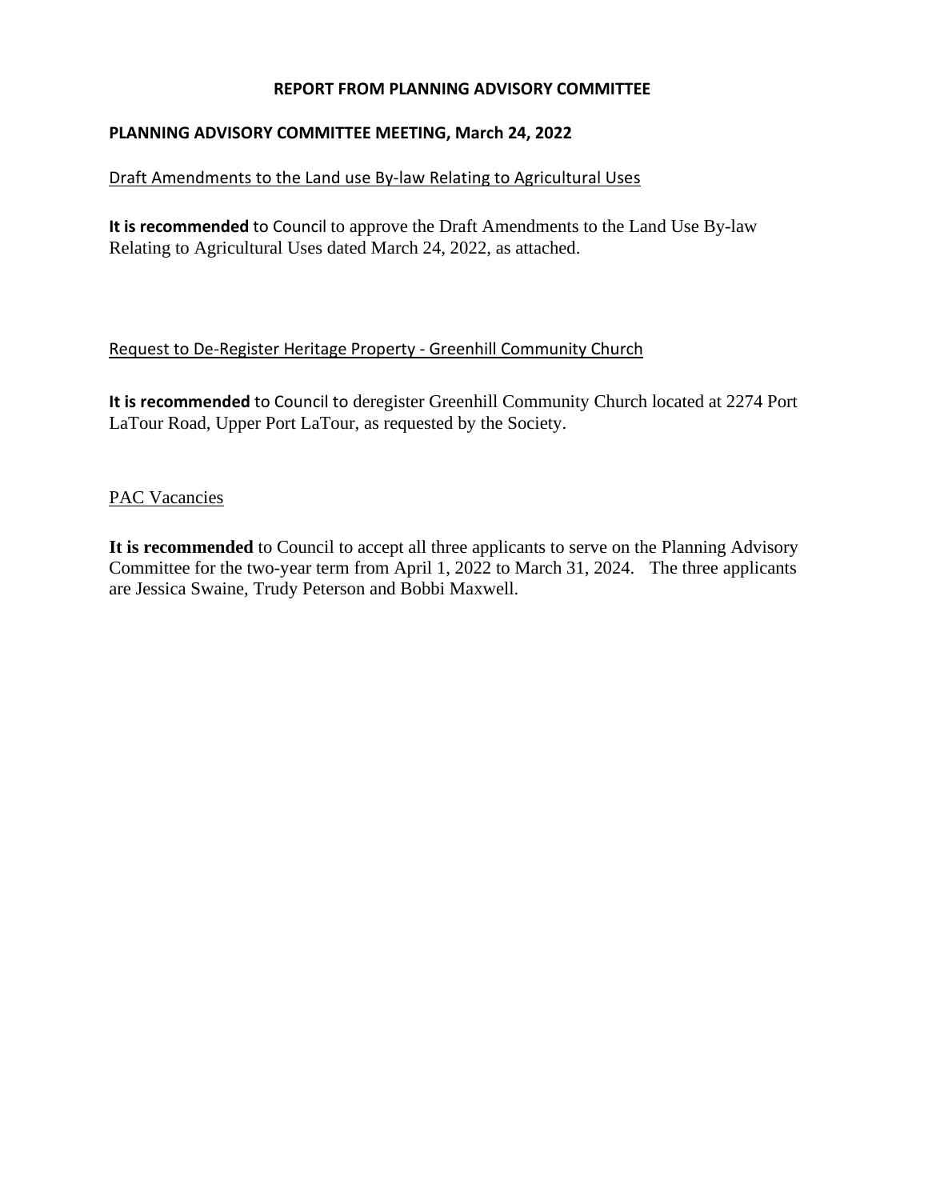# REPORT FROM PLANNING ADVISORY COMMITTEE

## PLANNING ADVISORY COMMITTEE MEETING, March 24, 2022

Draft Amendments to the Land use By-law Relating to Agricultural Uses

**It is recommended** to Council to approve the Draft Amendments to the Land Use By-law Relating to Agricultural Uses dated March 24, 2022, as attached.

Request to De-Register Heritage Property - Greenhill Community Church

**It is recommended** to Council to deregister Greenhill Community Church located at 2274 Port LaTour Road, Upper Port LaTour, as requested by the Society.

PAC Vacancies

**It is recommended** to Council to accept all three applicants to serve on the Planning Advisory Committee for the two-year term from April 1, 2022 to March 31, 2024. The three applicants are Jessica Swaine, Trudy Peterson and Bobbi Maxwell.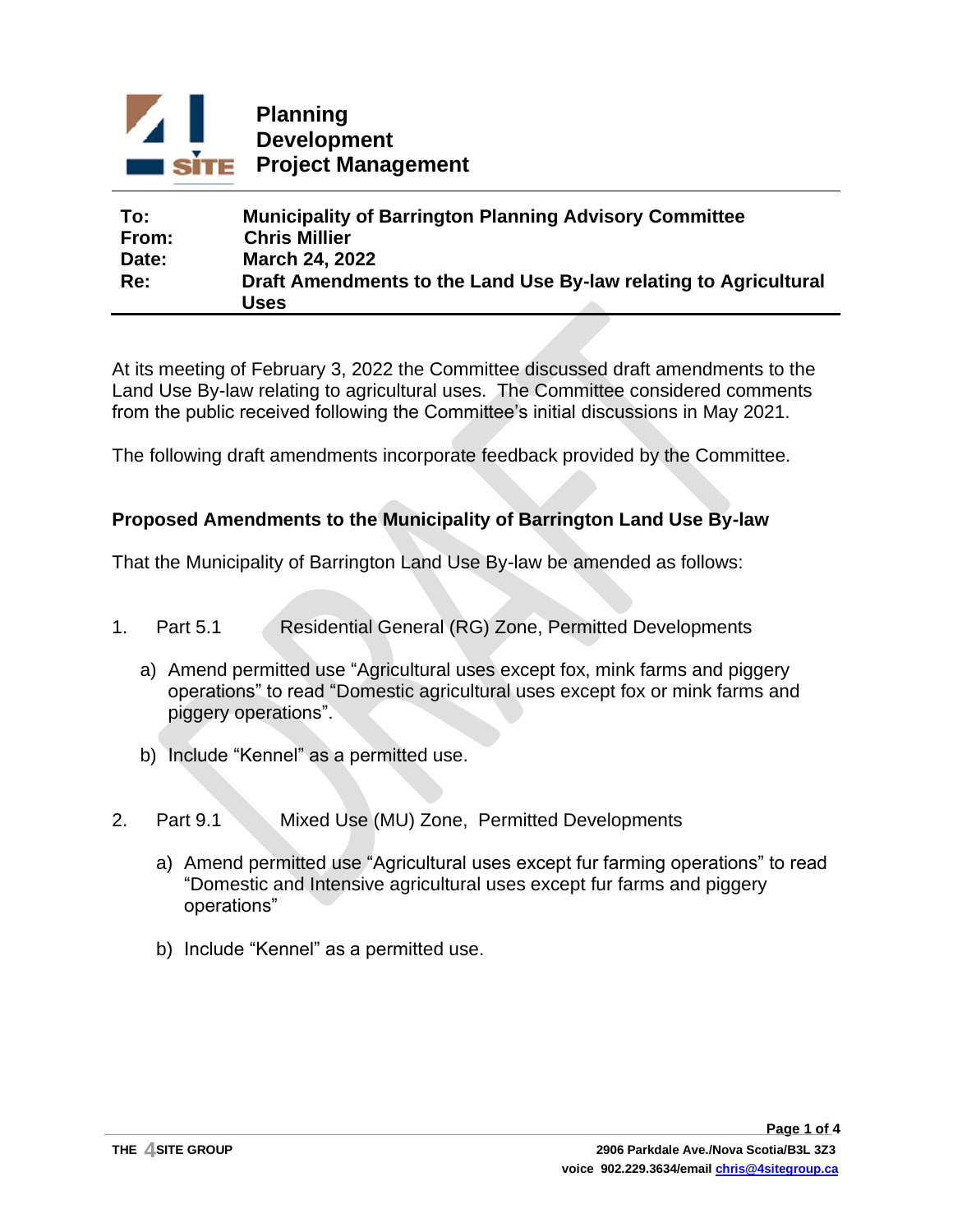**Planning**
**Development**
**Project Management**

| | |
|---|---|
| **To:** | **Municipality of Barrington Planning Advisory Committee** |
| **From:** | **Chris Millier** |
| **Date:** | **March 24, 2022** |
| **Re:** | **Draft Amendments to the Land Use By-law relating to Agricultural Uses** |

At its meeting of February 3, 2022 the Committee discussed draft amendments to the Land Use By-law relating to agricultural uses. The Committee considered comments from the public received following the Committee's initial discussions in May 2021.

The following draft amendments incorporate feedback provided by the Committee.

## Proposed Amendments to the Municipality of Barrington Land Use By-law

That the Municipality of Barrington Land Use By-law be amended as follows:

1. Part 5.1 Residential General (RG) Zone, Permitted Developments

   a) Amend permitted use "Agricultural uses except fox, mink farms and piggery operations" to read "Domestic agricultural uses except fox or mink farms and piggery operations".

   b) Include "Kennel" as a permitted use.

2. Part 9.1 Mixed Use (MU) Zone, Permitted Developments

   a) Amend permitted use "Agricultural uses except fur farming operations" to read "Domestic and Intensive agricultural uses except fur farms and piggery operations"

   b) Include "Kennel" as a permitted use.

THE 4SITE GROUP
2906 Parkdale Ave./Nova Scotia/B3L 3Z3
voice 902.229.3634/email chris@4sitegroup.ca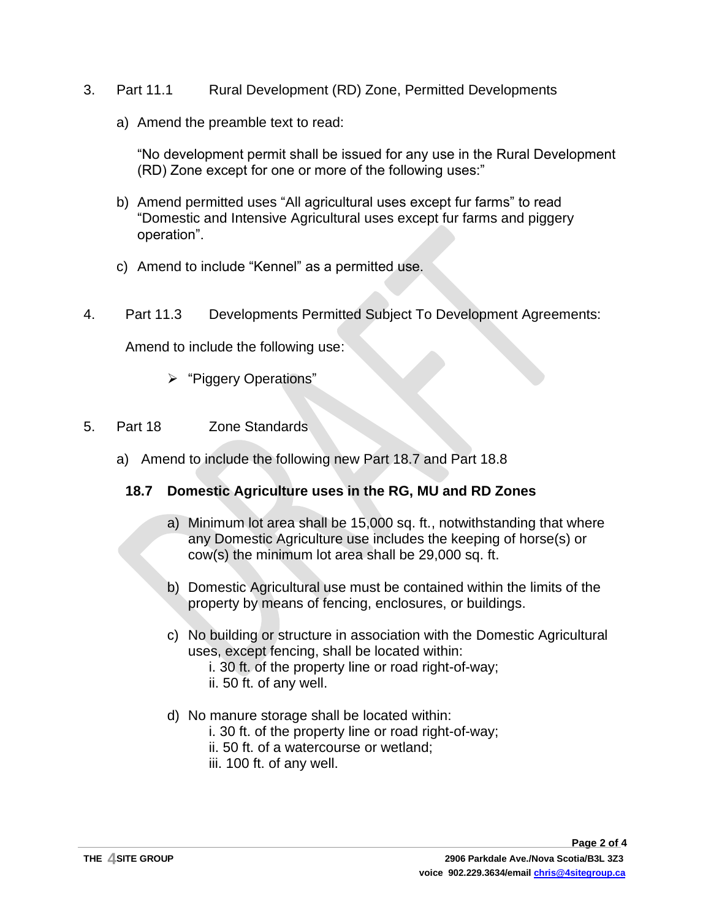3. Part 11.1 Rural Development (RD) Zone, Permitted Developments

   a) Amend the preamble text to read:

      "No development permit shall be issued for any use in the Rural Development (RD) Zone except for one or more of the following uses:"

   b) Amend permitted uses "All agricultural uses except fur farms" to read "Domestic and Intensive Agricultural uses except fur farms and piggery operation".

   c) Amend to include "Kennel" as a permitted use.

4. Part 11.3 Developments Permitted Subject To Development Agreements:

   Amend to include the following use:

   - "Piggery Operations"

5. Part 18 Zone Standards

   a) Amend to include the following new Part 18.7 and Part 18.8

   **18.7 Domestic Agriculture uses in the RG, MU and RD Zones**

   a) Minimum lot area shall be 15,000 sq. ft., notwithstanding that where any Domestic Agriculture use includes the keeping of horse(s) or cow(s) the minimum lot area shall be 29,000 sq. ft.

   b) Domestic Agricultural use must be contained within the limits of the property by means of fencing, enclosures, or buildings.

   c) No building or structure in association with the Domestic Agricultural uses, except fencing, shall be located within:
      i. 30 ft. of the property line or road right-of-way;
      ii. 50 ft. of any well.

   d) No manure storage shall be located within:
      i. 30 ft. of the property line or road right-of-way;
      ii. 50 ft. of a watercourse or wetland;
      iii. 100 ft. of any well.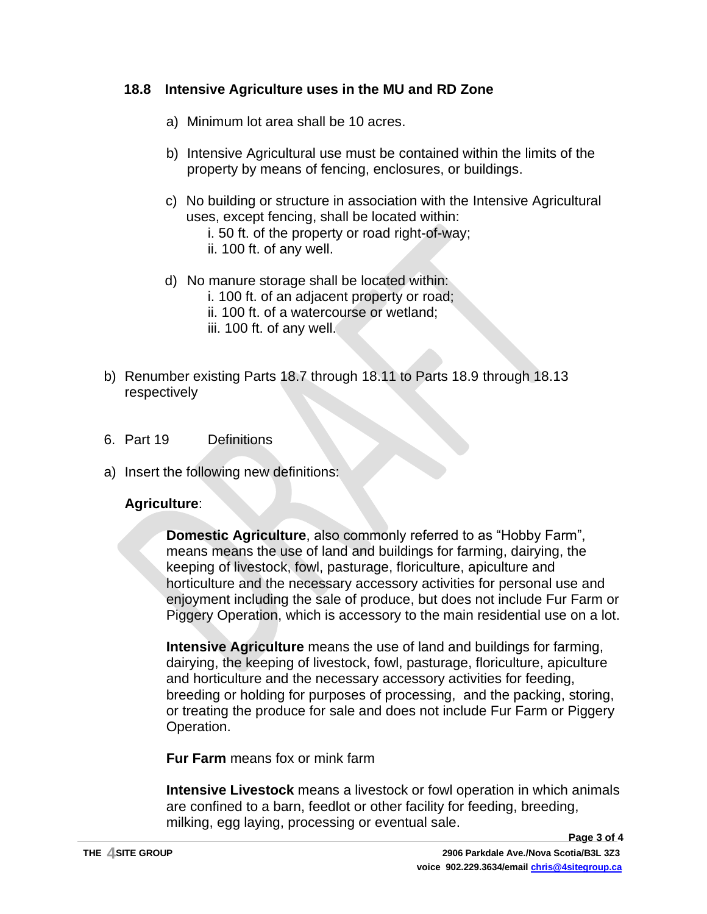### 18.8 Intensive Agriculture uses in the MU and RD Zone

a) Minimum lot area shall be 10 acres.

b) Intensive Agricultural use must be contained within the limits of the property by means of fencing, enclosures, or buildings.

c) No building or structure in association with the Intensive Agricultural uses, except fencing, shall be located within:
   i. 50 ft. of the property or road right-of-way;
   ii. 100 ft. of any well.

d) No manure storage shall be located within:
   i. 100 ft. of an adjacent property or road;
   ii. 100 ft. of a watercourse or wetland;
   iii. 100 ft. of any well.

b) Renumber existing Parts 18.7 through 18.11 to Parts 18.9 through 18.13 respectively

6. Part 19 Definitions

a) Insert the following new definitions:

**Agriculture**:

**Domestic Agriculture**, also commonly referred to as "Hobby Farm", means means the use of land and buildings for farming, dairying, the keeping of livestock, fowl, pasturage, floriculture, apiculture and horticulture and the necessary accessory activities for personal use and enjoyment including the sale of produce, but does not include Fur Farm or Piggery Operation, which is accessory to the main residential use on a lot.

**Intensive Agriculture** means the use of land and buildings for farming, dairying, the keeping of livestock, fowl, pasturage, floriculture, apiculture and horticulture and the necessary accessory activities for feeding, breeding or holding for purposes of processing, and the packing, storing, or treating the produce for sale and does not include Fur Farm or Piggery Operation.

**Fur Farm** means fox or mink farm

**Intensive Livestock** means a livestock or fowl operation in which animals are confined to a barn, feedlot or other facility for feeding, breeding, milking, egg laying, processing or eventual sale.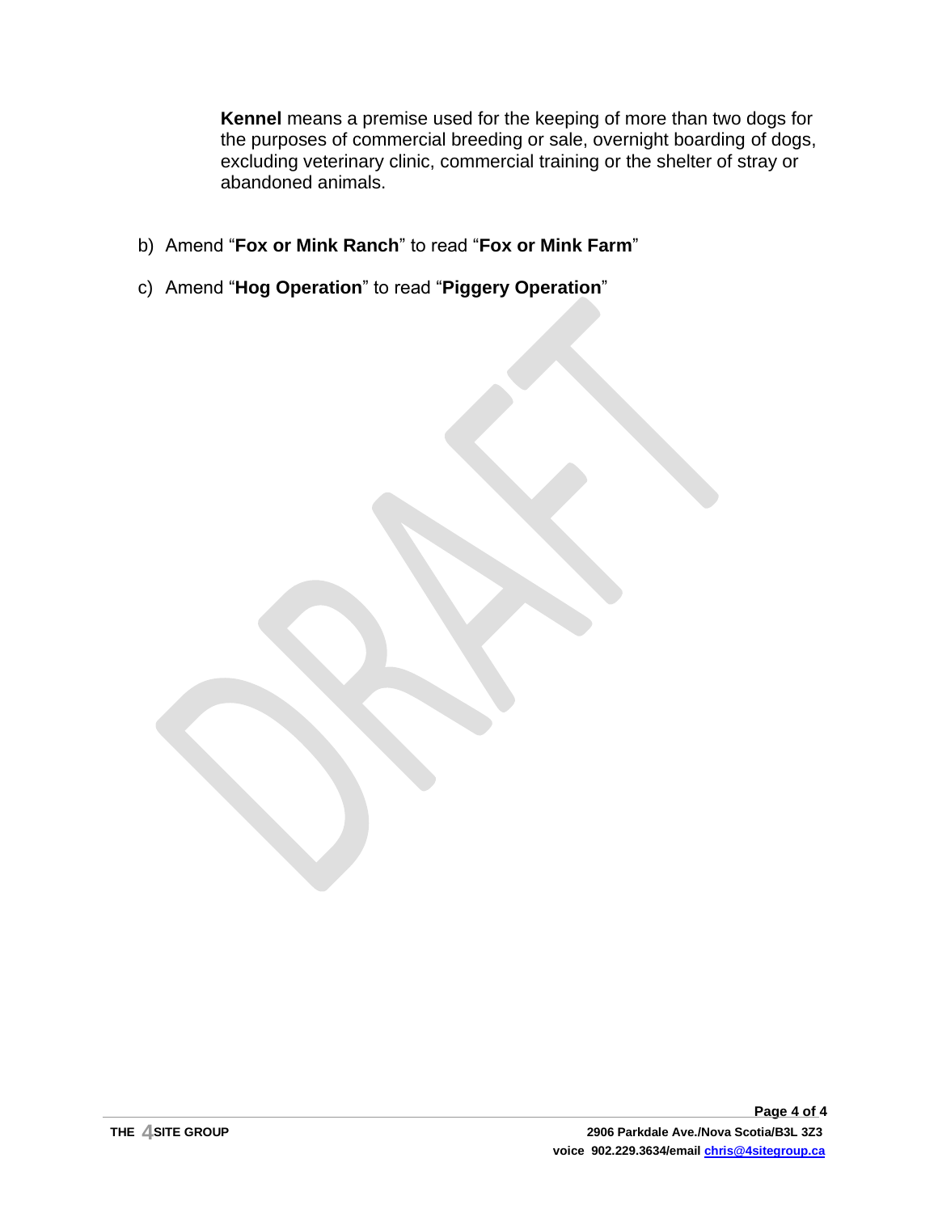**Kennel** means a premise used for the keeping of more than two dogs for the purposes of commercial breeding or sale, overnight boarding of dogs, excluding veterinary clinic, commercial training or the shelter of stray or abandoned animals.

b) Amend "**Fox or Mink Ranch**" to read "**Fox or Mink Farm**"

c) Amend "**Hog Operation**" to read "**Piggery Operation**"